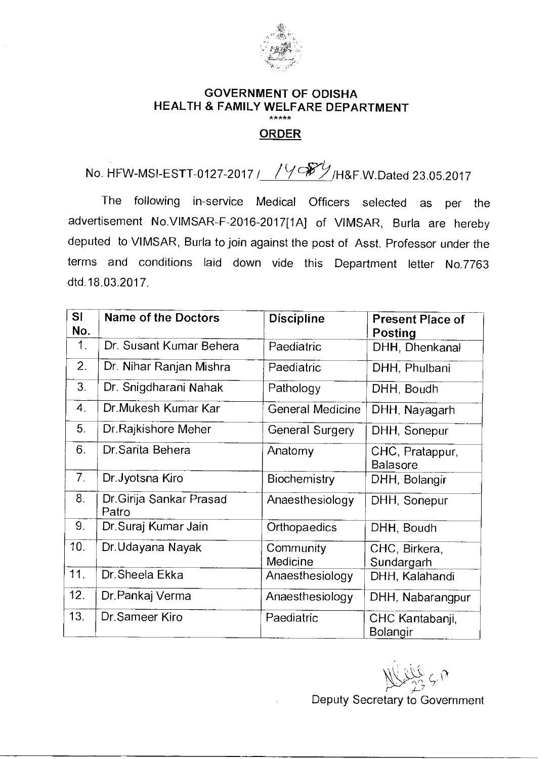# GOVERNMENT OF ODISHA
## HEALTH & FAMILY WELFARE DEPARTMENT

\*\*\*\*\*

## ORDER

No. HFW-MSI-ESTT-0127-2017 / 14084 /H&F.W.Dated 23.05.2017

The following in-service Medical Officers selected as per the advertisement No.VIMSAR-F-2016-2017[1A] of VIMSAR, Burla are hereby deputed to VIMSAR, Burla to join against the post of Asst. Professor under the terms and conditions laid down vide this Department letter No.7763 dtd.18.03.2017.

| Sl No. | Name of the Doctors | Discipline | Present Place of Posting |
|---|---|---|---|
| 1. | Dr. Susant Kumar Behera | Paediatric | DHH, Dhenkanal |
| 2. | Dr. Nihar Ranjan Mishra | Paediatric | DHH, Phulbani |
| 3. | Dr. Snigdharani Nahak | Pathology | DHH, Boudh |
| 4. | Dr.Mukesh Kumar Kar | General Medicine | DHH, Nayagarh |
| 5. | Dr.Rajkishore Meher | General Surgery | DHH, Sonepur |
| 6. | Dr.Sarita Behera | Anatomy | CHC, Pratappur, Balasore |
| 7. | Dr.Jyotsna Kiro | Biochemistry | DHH, Bolangir |
| 8. | Dr.Girija Sankar Prasad Patro | Anaesthesiology | DHH, Sonepur |
| 9. | Dr.Suraj Kumar Jain | Orthopaedics | DHH, Boudh |
| 10. | Dr.Udayana Nayak | Community Medicine | CHC, Birkera, Sundargarh |
| 11. | Dr.Sheela Ekka | Anaesthesiology | DHH, Kalahandi |
| 12. | Dr.Pankaj Verma | Anaesthesiology | DHH, Nabarangpur |
| 13. | Dr.Sameer Kiro | Paediatric | CHC Kantabanji, Bolangir |

23.5.17

Deputy Secretary to Government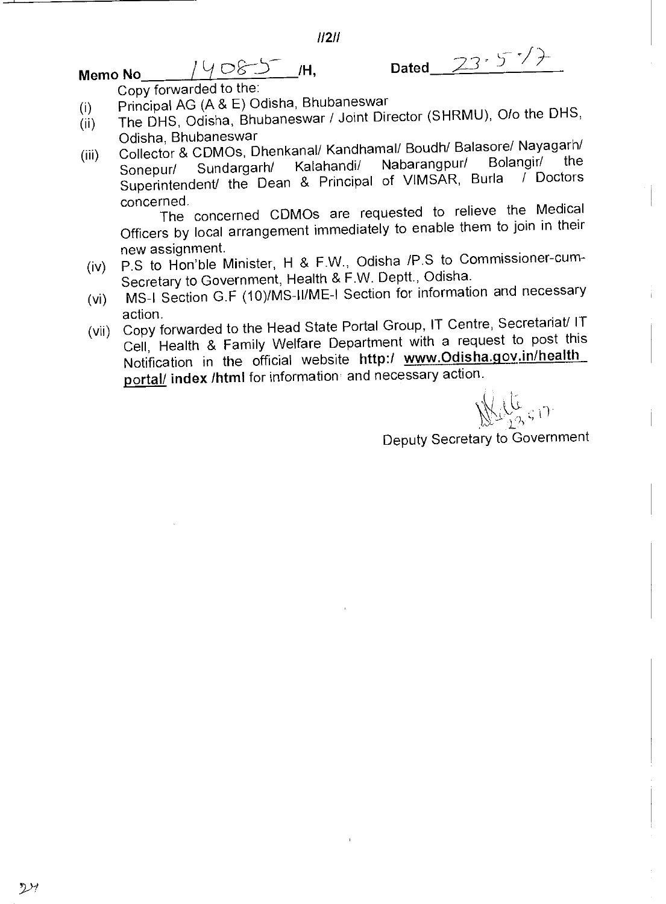**Memo No** 14085 **/H,** **Dated** 23.5.17

Copy forwarded to the:

(i) Principal AG (A & E) Odisha, Bhubaneswar

(ii) The DHS, Odisha, Bhubaneswar / Joint Director (SHRMU), O/o the DHS, Odisha, Bhubaneswar

(iii) Collector & CDMOs, Dhenkanal/ Kandhamal/ Boudh/ Balasore/ Nayagarh/ Sonepur/ Sundargarh/ Kalahandi/ Nabarangpur/ Bolangir/ the Superintendent/ the Dean & Principal of VIMSAR, Burla / Doctors concerned.

The concerned CDMOs are requested to relieve the Medical Officers by local arrangement immediately to enable them to join in their new assignment.

(iv) P.S to Hon'ble Minister, H & F.W., Odisha /P.S to Commissioner-cum-Secretary to Government, Health & F.W. Deptt., Odisha.

(vi) MS-I Section G.F (10)/MS-II/ME-I Section for information and necessary action.

(vii) Copy forwarded to the Head State Portal Group, IT Centre, Secretariat/ IT Cell, Health & Family Welfare Department with a request to post this Notification in the official website **http:/ <u>www.Odisha.gov.in/health_portal/</u> index /html** for information and necessary action.

Deputy Secretary to Government